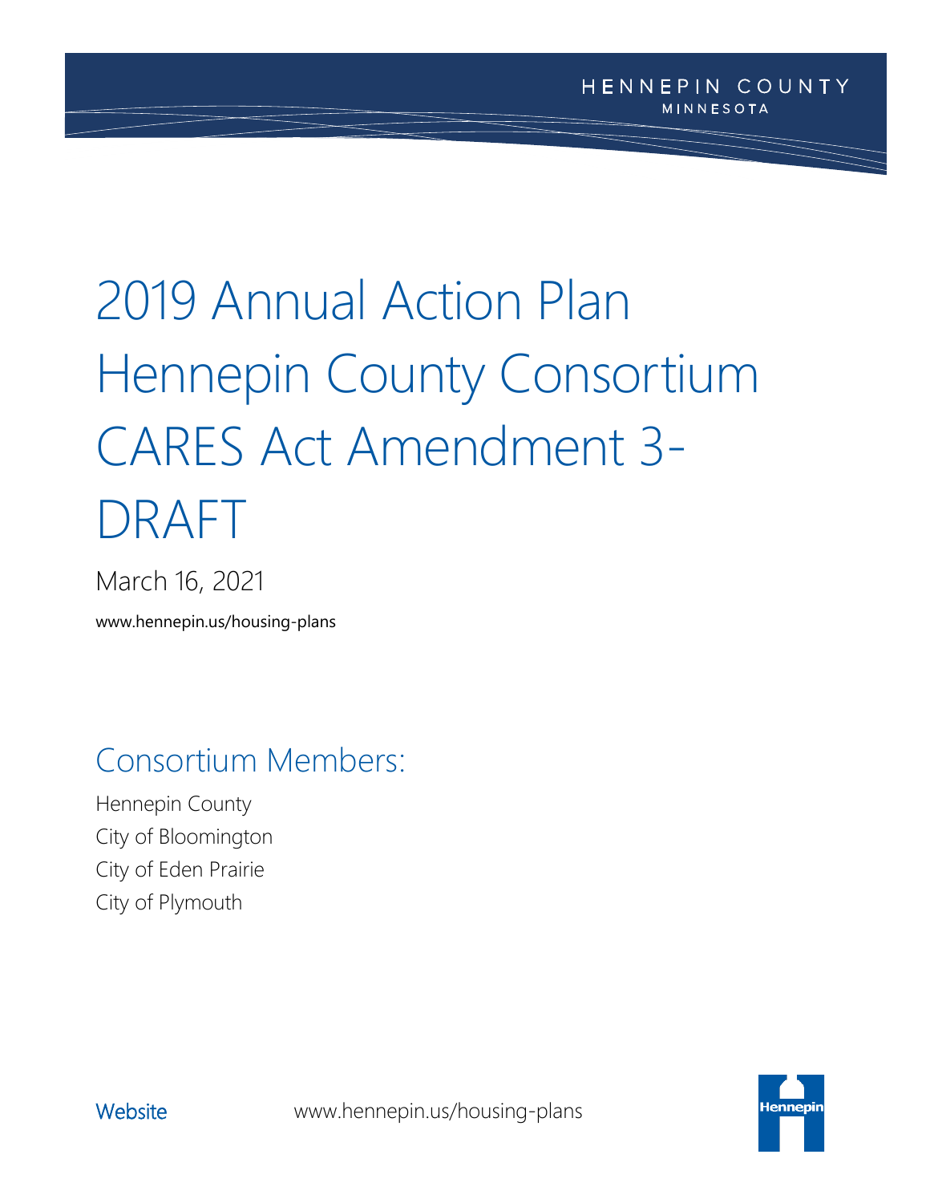HENNEPIN COUNTY
MINNESOTA

# 2019 Annual Action Plan Hennepin County Consortium CARES Act Amendment 3-DRAFT

March 16, 2021

www.hennepin.us/housing-plans

## Consortium Members:

Hennepin County
City of Bloomington
City of Eden Prairie
City of Plymouth

Website www.hennepin.us/housing-plans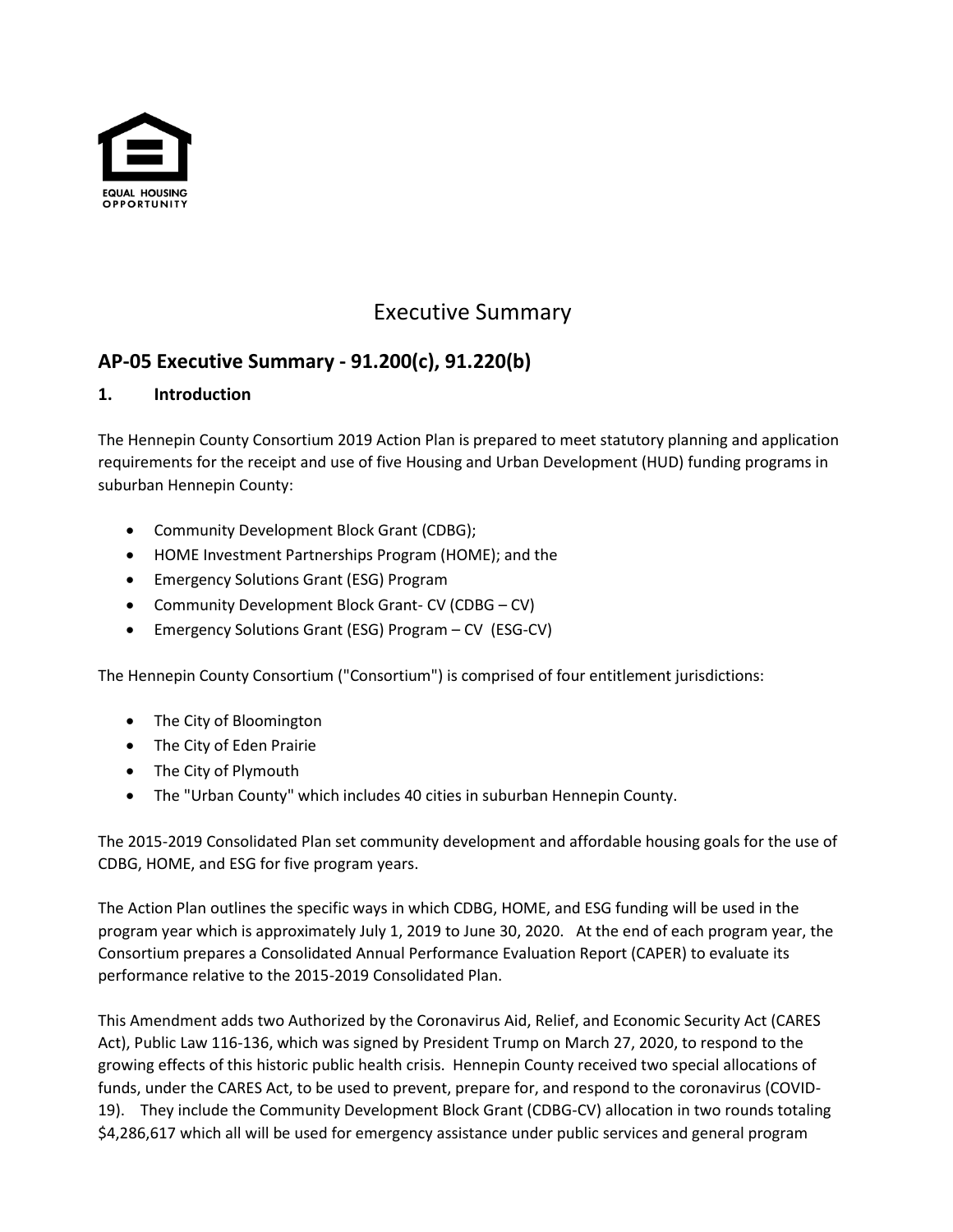EQUAL HOUSING OPPORTUNITY

# Executive Summary

## AP-05 Executive Summary - 91.200(c), 91.220(b)

### 1. Introduction

The Hennepin County Consortium 2019 Action Plan is prepared to meet statutory planning and application requirements for the receipt and use of five Housing and Urban Development (HUD) funding programs in suburban Hennepin County:

- Community Development Block Grant (CDBG);
- HOME Investment Partnerships Program (HOME); and the
- Emergency Solutions Grant (ESG) Program
- Community Development Block Grant- CV (CDBG – CV)
- Emergency Solutions Grant (ESG) Program – CV (ESG-CV)

The Hennepin County Consortium ("Consortium") is comprised of four entitlement jurisdictions:

- The City of Bloomington
- The City of Eden Prairie
- The City of Plymouth
- The "Urban County" which includes 40 cities in suburban Hennepin County.

The 2015-2019 Consolidated Plan set community development and affordable housing goals for the use of CDBG, HOME, and ESG for five program years.

The Action Plan outlines the specific ways in which CDBG, HOME, and ESG funding will be used in the program year which is approximately July 1, 2019 to June 30, 2020. At the end of each program year, the Consortium prepares a Consolidated Annual Performance Evaluation Report (CAPER) to evaluate its performance relative to the 2015-2019 Consolidated Plan.

This Amendment adds two Authorized by the Coronavirus Aid, Relief, and Economic Security Act (CARES Act), Public Law 116-136, which was signed by President Trump on March 27, 2020, to respond to the growing effects of this historic public health crisis. Hennepin County received two special allocations of funds, under the CARES Act, to be used to prevent, prepare for, and respond to the coronavirus (COVID-19). They include the Community Development Block Grant (CDBG-CV) allocation in two rounds totaling $4,286,617 which all will be used for emergency assistance under public services and general program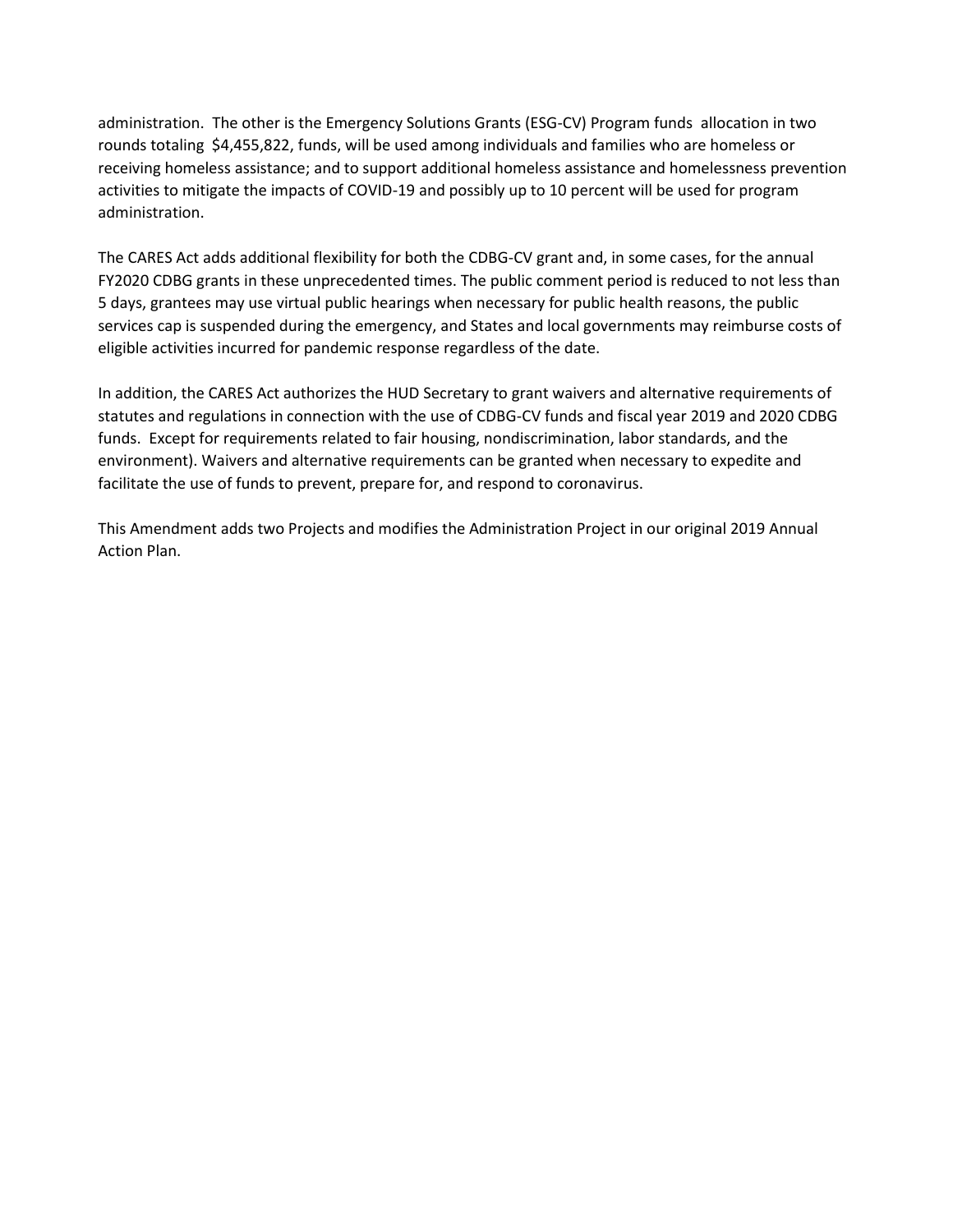administration.  The other is the Emergency Solutions Grants (ESG-CV) Program funds  allocation in two rounds totaling  $4,455,822, funds, will be used among individuals and families who are homeless or receiving homeless assistance; and to support additional homeless assistance and homelessness prevention activities to mitigate the impacts of COVID-19 and possibly up to 10 percent will be used for program administration.

The CARES Act adds additional flexibility for both the CDBG-CV grant and, in some cases, for the annual FY2020 CDBG grants in these unprecedented times. The public comment period is reduced to not less than 5 days, grantees may use virtual public hearings when necessary for public health reasons, the public services cap is suspended during the emergency, and States and local governments may reimburse costs of eligible activities incurred for pandemic response regardless of the date.

In addition, the CARES Act authorizes the HUD Secretary to grant waivers and alternative requirements of statutes and regulations in connection with the use of CDBG-CV funds and fiscal year 2019 and 2020 CDBG funds.  Except for requirements related to fair housing, nondiscrimination, labor standards, and the environment). Waivers and alternative requirements can be granted when necessary to expedite and facilitate the use of funds to prevent, prepare for, and respond to coronavirus.

This Amendment adds two Projects and modifies the Administration Project in our original 2019 Annual Action Plan.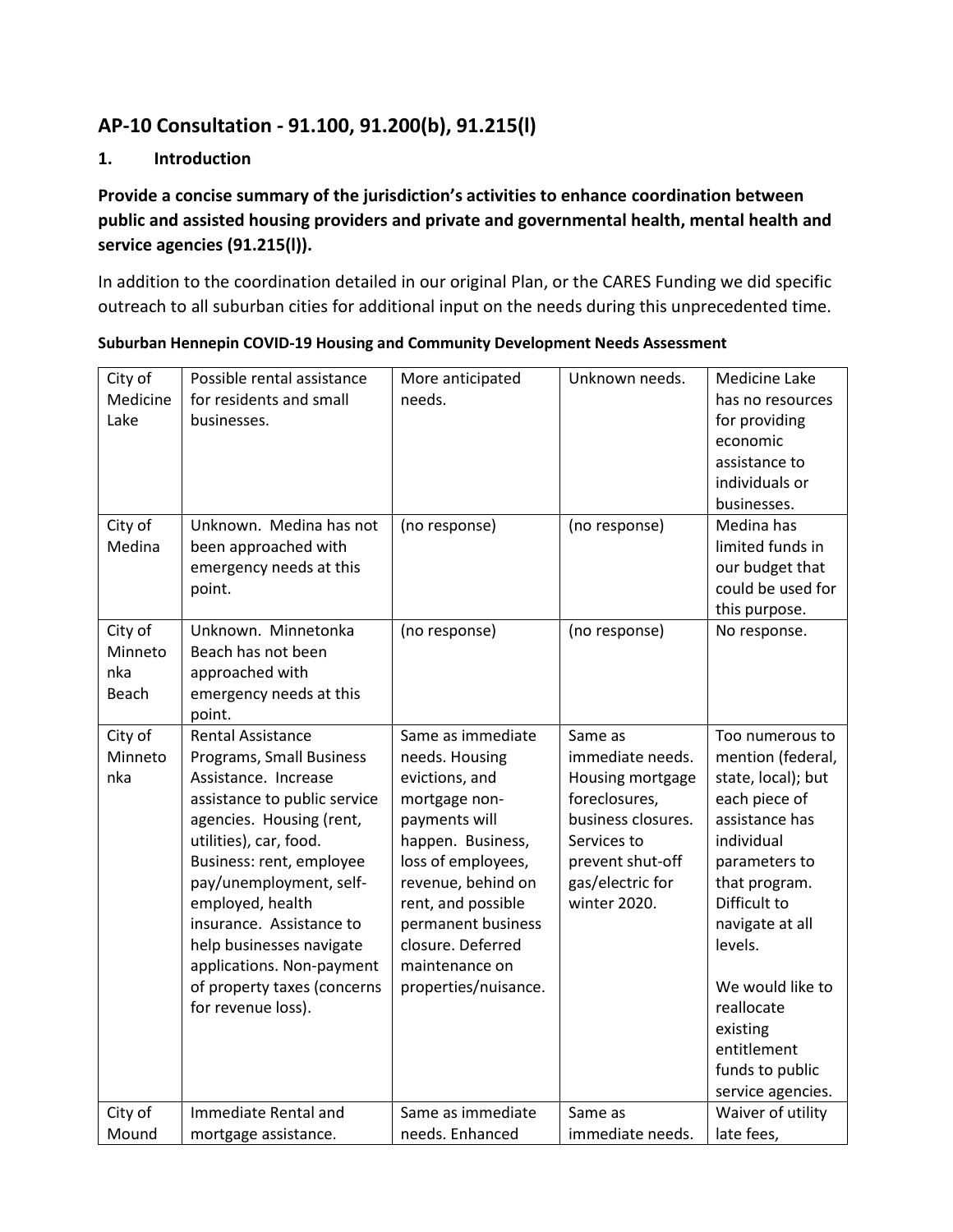## AP-10 Consultation - 91.100, 91.200(b), 91.215(l)

### 1. Introduction

**Provide a concise summary of the jurisdiction's activities to enhance coordination between public and assisted housing providers and private and governmental health, mental health and service agencies (91.215(l)).**

In addition to the coordination detailed in our original Plan, or the CARES Funding we did specific outreach to all suburban cities for additional input on the needs during this unprecedented time.

**Suburban Hennepin COVID-19 Housing and Community Development Needs Assessment**

| | | | | |
|---|---|---|---|---|
| City of Medicine Lake | Possible rental assistance for residents and small businesses. | More anticipated needs. | Unknown needs. | Medicine Lake has no resources for providing economic assistance to individuals or businesses. |
| City of Medina | Unknown. Medina has not been approached with emergency needs at this point. | (no response) | (no response) | Medina has limited funds in our budget that could be used for this purpose. |
| City of Minnetonka Beach | Unknown. Minnetonka Beach has not been approached with emergency needs at this point. | (no response) | (no response) | No response. |
| City of Minnetonka | Rental Assistance Programs, Small Business Assistance. Increase assistance to public service agencies. Housing (rent, utilities), car, food. Business: rent, employee pay/unemployment, self-employed, health insurance. Assistance to help businesses navigate applications. Non-payment of property taxes (concerns for revenue loss). | Same as immediate needs. Housing evictions, and mortgage non-payments will happen. Business, loss of employees, revenue, behind on rent, and possible permanent business closure. Deferred maintenance on properties/nuisance. | Same as immediate needs. Housing mortgage foreclosures, business closures. Services to prevent shut-off gas/electric for winter 2020. | Too numerous to mention (federal, state, local); but each piece of assistance has individual parameters to that program. Difficult to navigate at all levels.<br><br>We would like to reallocate existing entitlement funds to public service agencies. |
| City of Mound | Immediate Rental and mortgage assistance. | Same as immediate needs. Enhanced | Same as immediate needs. | Waiver of utility late fees, |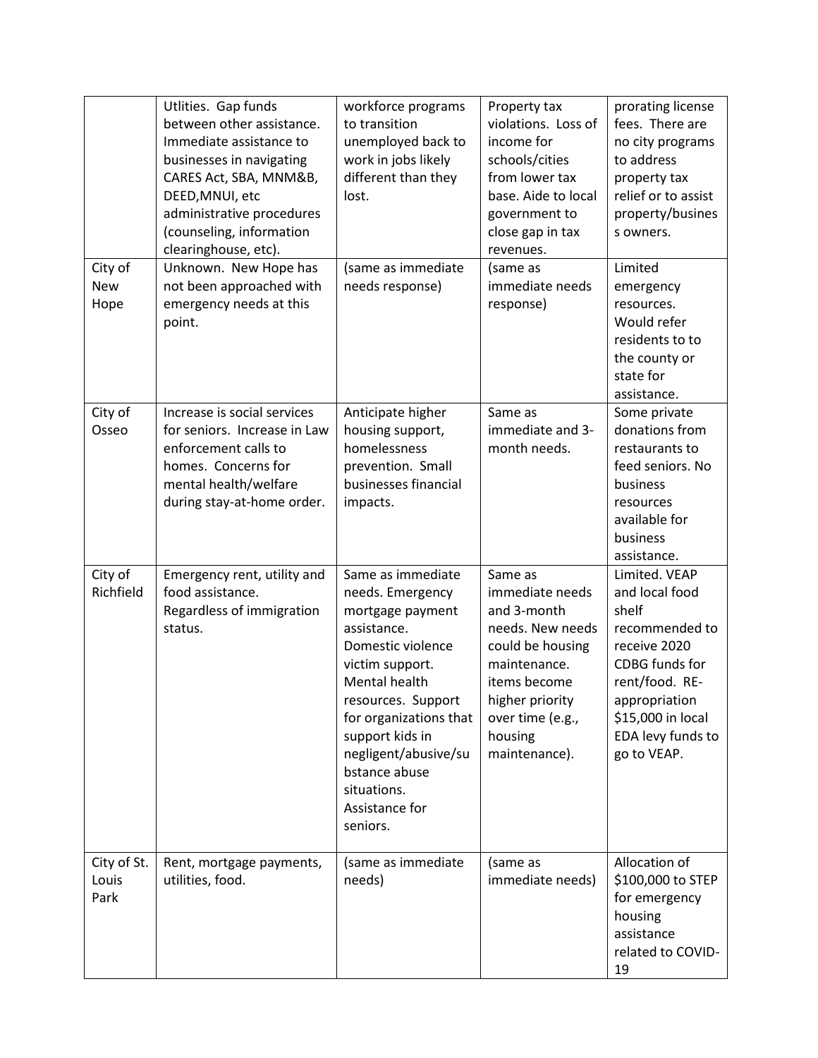| | | | | |
|---|---|---|---|---|
| | Utlities. Gap funds between other assistance. Immediate assistance to businesses in navigating CARES Act, SBA, MNM&B, DEED,MNUI, etc administrative procedures (counseling, information clearinghouse, etc). | workforce programs to transition unemployed back to work in jobs likely different than they lost. | Property tax violations. Loss of income for schools/cities from lower tax base. Aide to local government to close gap in tax revenues. | prorating license fees. There are no city programs to address property tax relief or to assist property/business owners. |
| City of New Hope | Unknown. New Hope has not been approached with emergency needs at this point. | (same as immediate needs response) | (same as immediate needs response) | Limited emergency resources. Would refer residents to to the county or state for assistance. |
| City of Osseo | Increase is social services for seniors. Increase in Law enforcement calls to homes. Concerns for mental health/welfare during stay-at-home order. | Anticipate higher housing support, homelessness prevention. Small businesses financial impacts. | Same as immediate and 3-month needs. | Some private donations from restaurants to feed seniors. No business resources available for business assistance. |
| City of Richfield | Emergency rent, utility and food assistance. Regardless of immigration status. | Same as immediate needs. Emergency mortgage payment assistance. Domestic violence victim support. Mental health resources. Support for organizations that support kids in negligent/abusive/substance abuse situations. Assistance for seniors. | Same as immediate needs and 3-month needs. New needs could be housing maintenance. items become higher priority over time (e.g., housing maintenance). | Limited. VEAP and local food shelf recommended to receive 2020 CDBG funds for rent/food. RE-appropriation $15,000 in local EDA levy funds to go to VEAP. |
| City of St. Louis Park | Rent, mortgage payments, utilities, food. | (same as immediate needs) | (same as immediate needs) | Allocation of $100,000 to STEP for emergency housing assistance related to COVID-19 |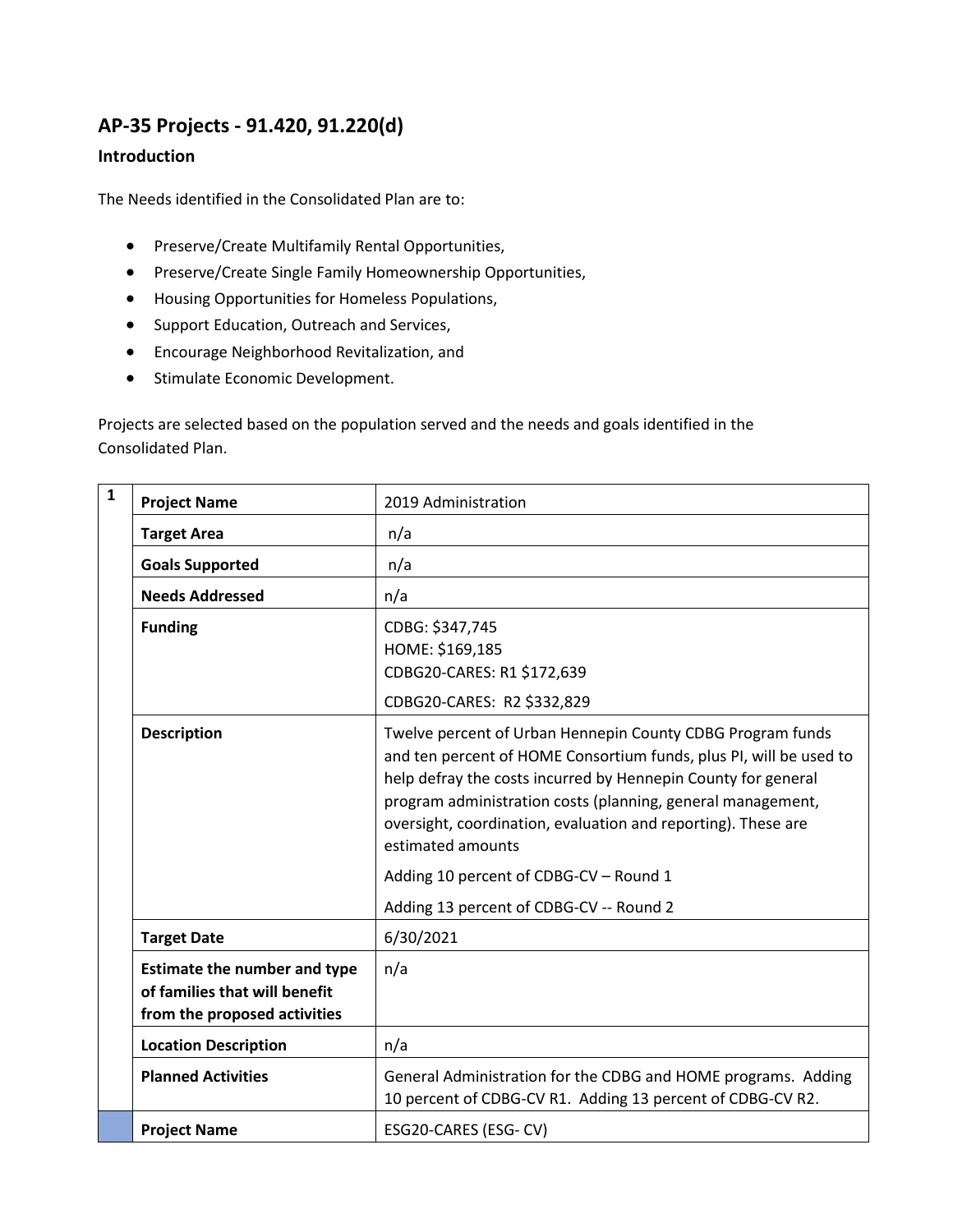## AP-35 Projects - 91.420, 91.220(d)

### Introduction

The Needs identified in the Consolidated Plan are to:

- Preserve/Create Multifamily Rental Opportunities,
- Preserve/Create Single Family Homeownership Opportunities,
- Housing Opportunities for Homeless Populations,
- Support Education, Outreach and Services,
- Encourage Neighborhood Revitalization, and
- Stimulate Economic Development.

Projects are selected based on the population served and the needs and goals identified in the Consolidated Plan.

| 1 | | |
|---|---|---|
| | **Project Name** | 2019 Administration |
| | **Target Area** | n/a |
| | **Goals Supported** | n/a |
| | **Needs Addressed** | n/a |
| | **Funding** | CDBG: $347,745<br>HOME: $169,185<br>CDBG20-CARES: R1 $172,639<br>CDBG20-CARES: R2 $332,829 |
| | **Description** | Twelve percent of Urban Hennepin County CDBG Program funds and ten percent of HOME Consortium funds, plus PI, will be used to help defray the costs incurred by Hennepin County for general program administration costs (planning, general management, oversight, coordination, evaluation and reporting). These are estimated amounts<br>Adding 10 percent of CDBG-CV – Round 1<br>Adding 13 percent of CDBG-CV -- Round 2 |
| | **Target Date** | 6/30/2021 |
| | **Estimate the number and type of families that will benefit from the proposed activities** | n/a |
| | **Location Description** | n/a |
| | **Planned Activities** | General Administration for the CDBG and HOME programs. Adding 10 percent of CDBG-CV R1. Adding 13 percent of CDBG-CV R2. |
| | **Project Name** | ESG20-CARES (ESG- CV) |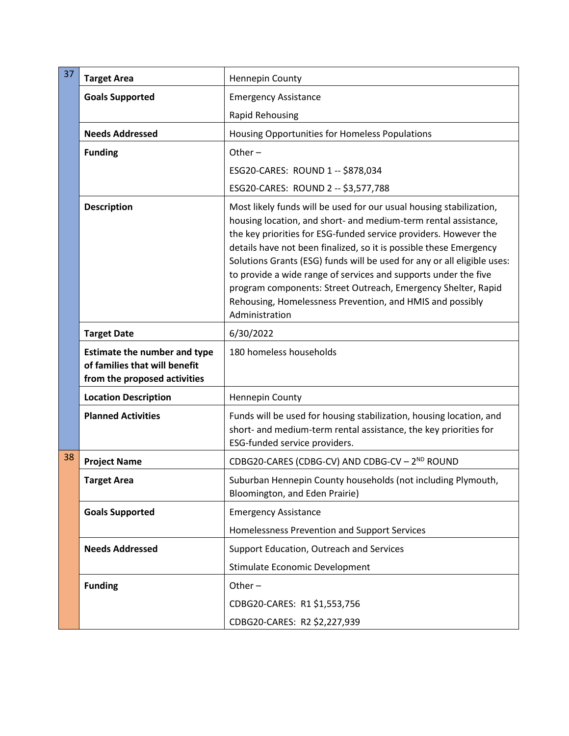| | | |
|---|---|---|
| 37 | **Target Area** | Hennepin County |
| | **Goals Supported** | Emergency Assistance<br>Rapid Rehousing |
| | **Needs Addressed** | Housing Opportunities for Homeless Populations |
| | **Funding** | Other –<br>ESG20-CARES: ROUND 1 -- $878,034<br>ESG20-CARES: ROUND 2 -- $3,577,788 |
| | **Description** | Most likely funds will be used for our usual housing stabilization, housing location, and short- and medium-term rental assistance, the key priorities for ESG-funded service providers. However the details have not been finalized, so it is possible these Emergency Solutions Grants (ESG) funds will be used for any or all eligible uses: to provide a wide range of services and supports under the five program components: Street Outreach, Emergency Shelter, Rapid Rehousing, Homelessness Prevention, and HMIS and possibly Administration |
| | **Target Date** | 6/30/2022 |
| | **Estimate the number and type of families that will benefit from the proposed activities** | 180 homeless households |
| | **Location Description** | Hennepin County |
| | **Planned Activities** | Funds will be used for housing stabilization, housing location, and short- and medium-term rental assistance, the key priorities for ESG-funded service providers. |
| 38 | **Project Name** | CDBG20-CARES (CDBG-CV) AND CDBG-CV – 2ND ROUND |
| | **Target Area** | Suburban Hennepin County households (not including Plymouth, Bloomington, and Eden Prairie) |
| | **Goals Supported** | Emergency Assistance<br>Homelessness Prevention and Support Services |
| | **Needs Addressed** | Support Education, Outreach and Services<br>Stimulate Economic Development |
| | **Funding** | Other –<br>CDBG20-CARES: R1 $1,553,756<br>CDBG20-CARES: R2 $2,227,939 |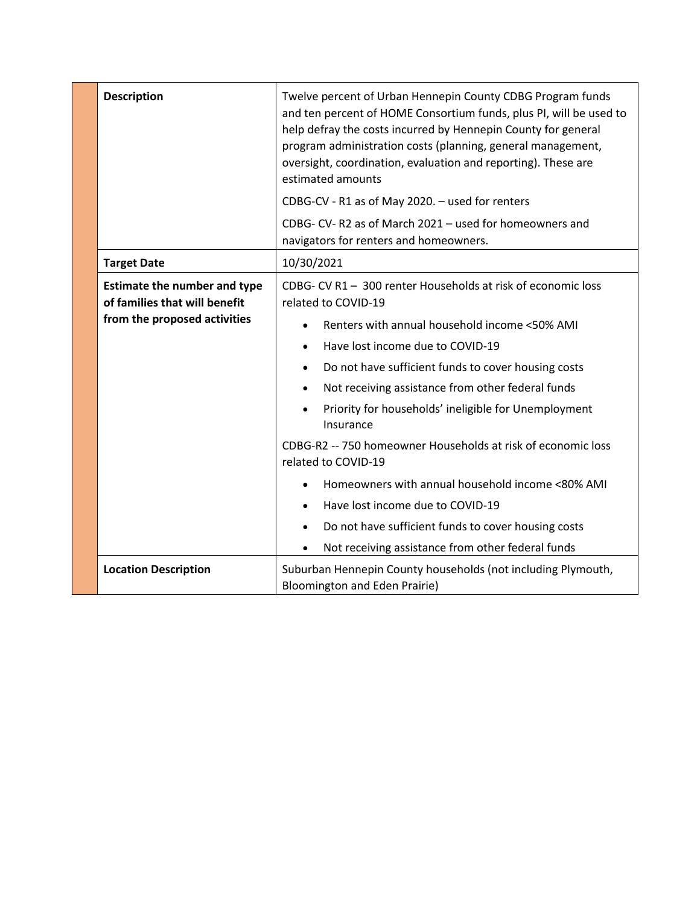| | |
|---|---|
| **Description** | Twelve percent of Urban Hennepin County CDBG Program funds and ten percent of HOME Consortium funds, plus PI, will be used to help defray the costs incurred by Hennepin County for general program administration costs (planning, general management, oversight, coordination, evaluation and reporting). These are estimated amounts<br><br>CDBG-CV - R1 as of May 2020. – used for renters<br><br>CDBG- CV- R2 as of March 2021 – used for homeowners and navigators for renters and homeowners. |
| **Target Date** | 10/30/2021 |
| **Estimate the number and type of families that will benefit from the proposed activities** | CDBG- CV R1 – 300 renter Households at risk of economic loss related to COVID-19<br><br>• Renters with annual household income <50% AMI<br>• Have lost income due to COVID-19<br>• Do not have sufficient funds to cover housing costs<br>• Not receiving assistance from other federal funds<br>• Priority for households' ineligible for Unemployment Insurance<br><br>CDBG-R2 -- 750 homeowner Households at risk of economic loss related to COVID-19<br><br>• Homeowners with annual household income <80% AMI<br>• Have lost income due to COVID-19<br>• Do not have sufficient funds to cover housing costs<br>• Not receiving assistance from other federal funds |
| **Location Description** | Suburban Hennepin County households (not including Plymouth, Bloomington and Eden Prairie) |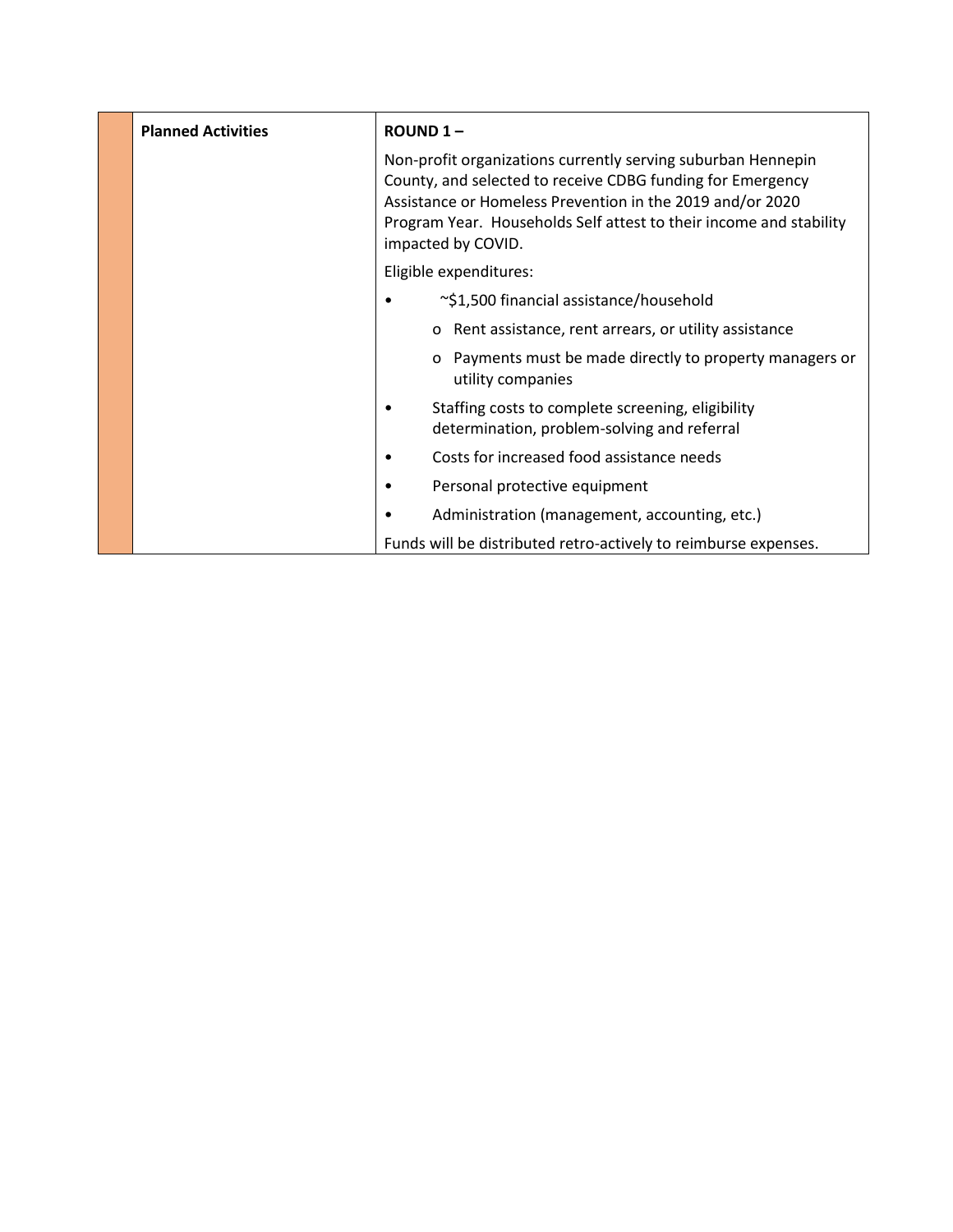|  | Planned Activities | **ROUND 1 –**<br><br>Non-profit organizations currently serving suburban Hennepin County, and selected to receive CDBG funding for Emergency Assistance or Homeless Prevention in the 2019 and/or 2020 Program Year. Households Self attest to their income and stability impacted by COVID.<br><br>Eligible expenditures:<br><br>• ~$1,500 financial assistance/household<br>  o Rent assistance, rent arrears, or utility assistance<br>  o Payments must be made directly to property managers or utility companies<br>• Staffing costs to complete screening, eligibility determination, problem-solving and referral<br>• Costs for increased food assistance needs<br>• Personal protective equipment<br>• Administration (management, accounting, etc.)<br><br>Funds will be distributed retro-actively to reimburse expenses. |
|---|---|---|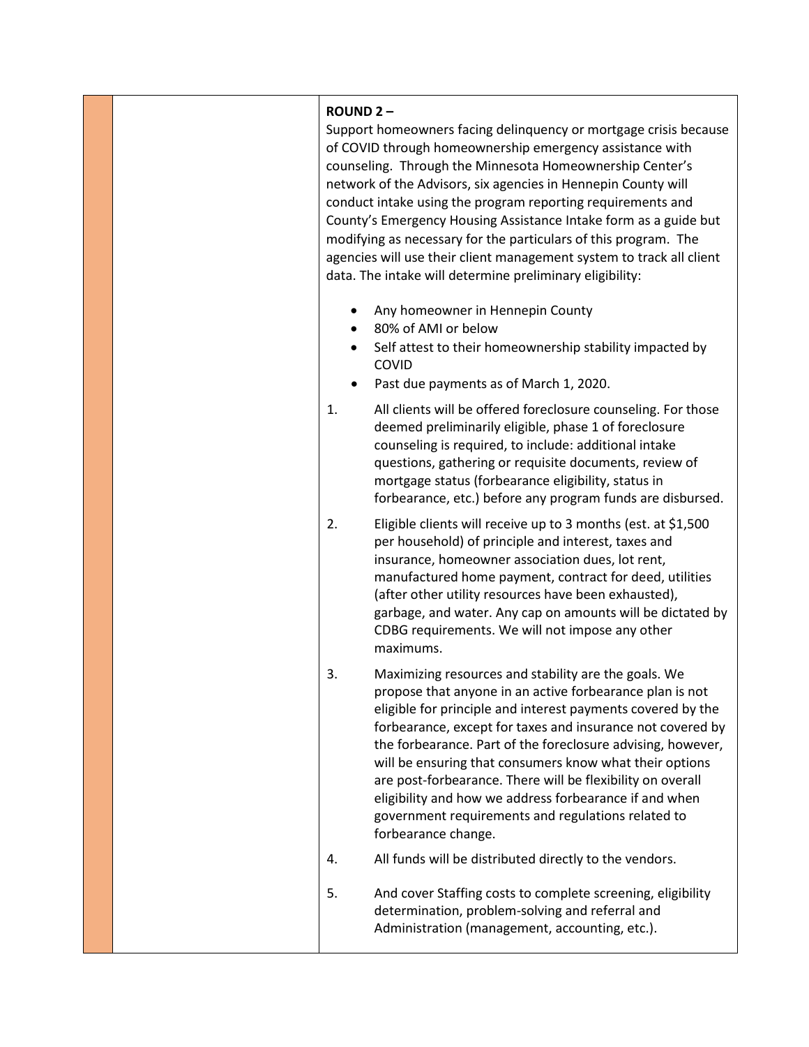| | | |
|---|---|---|
| | | **ROUND 2 –**<br>Support homeowners facing delinquency or mortgage crisis because of COVID through homeownership emergency assistance with counseling. Through the Minnesota Homeownership Center's network of the Advisors, six agencies in Hennepin County will conduct intake using the program reporting requirements and County's Emergency Housing Assistance Intake form as a guide but modifying as necessary for the particulars of this program. The agencies will use their client management system to track all client data. The intake will determine preliminary eligibility:<br><br>• Any homeowner in Hennepin County<br>• 80% of AMI or below<br>• Self attest to their homeownership stability impacted by COVID<br>• Past due payments as of March 1, 2020.<br><br>1. All clients will be offered foreclosure counseling. For those deemed preliminarily eligible, phase 1 of foreclosure counseling is required, to include: additional intake questions, gathering or requisite documents, review of mortgage status (forbearance eligibility, status in forbearance, etc.) before any program funds are disbursed.<br><br>2. Eligible clients will receive up to 3 months (est. at $1,500 per household) of principle and interest, taxes and insurance, homeowner association dues, lot rent, manufactured home payment, contract for deed, utilities (after other utility resources have been exhausted), garbage, and water. Any cap on amounts will be dictated by CDBG requirements. We will not impose any other maximums.<br><br>3. Maximizing resources and stability are the goals. We propose that anyone in an active forbearance plan is not eligible for principle and interest payments covered by the forbearance, except for taxes and insurance not covered by the forbearance. Part of the foreclosure advising, however, will be ensuring that consumers know what their options are post-forbearance. There will be flexibility on overall eligibility and how we address forbearance if and when government requirements and regulations related to forbearance change.<br><br>4. All funds will be distributed directly to the vendors.<br><br>5. And cover Staffing costs to complete screening, eligibility determination, problem-solving and referral and Administration (management, accounting, etc.). |